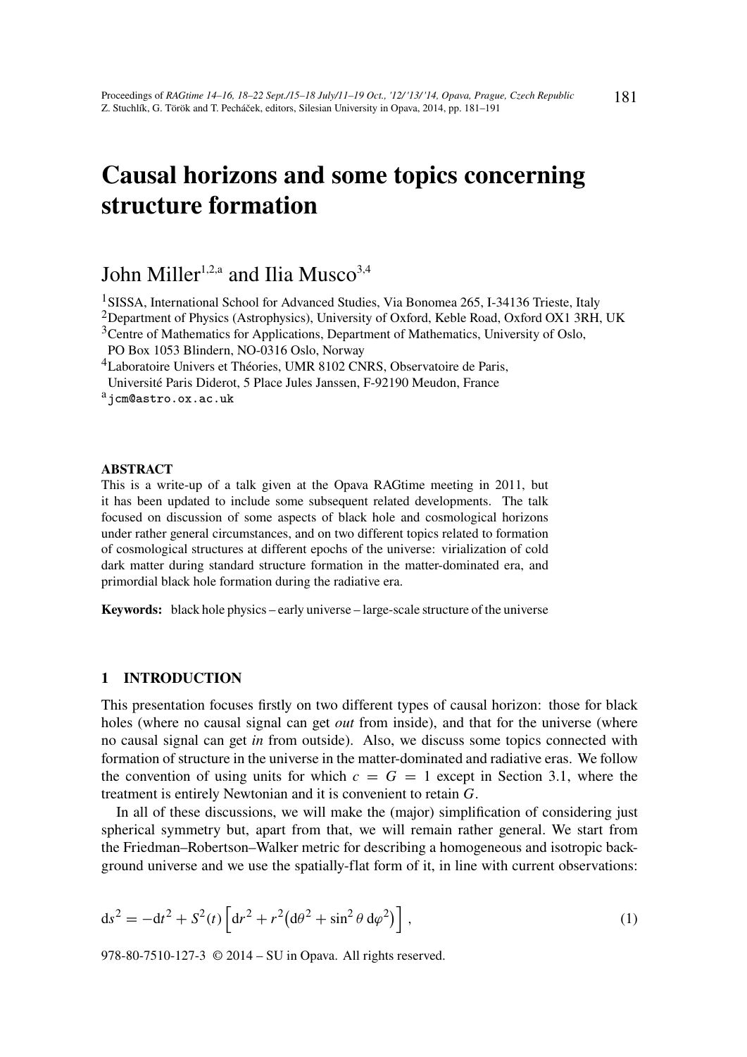# Causal horizons and some topics concerning structure formation

John Miller[1,2,a] and Ilia Musco[3,4]

[1]SISSA, International School for Advanced Studies, Via Bonomea 265, I-34136 Trieste, Italy
[2]Department of Physics (Astrophysics), University of Oxford, Keble Road, Oxford OX1 3RH, UK
[3]Centre of Mathematics for Applications, Department of Mathematics, University of Oslo, PO Box 1053 Blindern, NO-0316 Oslo, Norway
[4]Laboratoire Univers et Théories, UMR 8102 CNRS, Observatoire de Paris, Université Paris Diderot, 5 Place Jules Janssen, F-92190 Meudon, France
[a]jcm@astro.ox.ac.uk

**ABSTRACT**

This is a write-up of a talk given at the Opava RAGtime meeting in 2011, but it has been updated to include some subsequent related developments. The talk focused on discussion of some aspects of black hole and cosmological horizons under rather general circumstances, and on two different topics related to formation of cosmological structures at different epochs of the universe: virialization of cold dark matter during standard structure formation in the matter-dominated era, and primordial black hole formation during the radiative era.

**Keywords:** black hole physics – early universe – large-scale structure of the universe

## 1 INTRODUCTION

This presentation focuses firstly on two different types of causal horizon: those for black holes (where no causal signal can get *out* from inside), and that for the universe (where no causal signal can get *in* from outside). Also, we discuss some topics connected with formation of structure in the universe in the matter-dominated and radiative eras. We follow the convention of using units for which $c = G = 1$ except in Section 3.1, where the treatment is entirely Newtonian and it is convenient to retain $G$.

In all of these discussions, we will make the (major) simplification of considering just spherical symmetry but, apart from that, we will remain rather general. We start from the Friedman–Robertson–Walker metric for describing a homogeneous and isotropic background universe and we use the spatially-flat form of it, in line with current observations:

$$ds^2 = -dt^2 + S^2(t)\left[dr^2 + r^2\left(d\theta^2 + \sin^2\theta\, d\varphi^2\right)\right], \tag{1}$$

978-80-7510-127-3 © 2014 – SU in Opava. All rights reserved.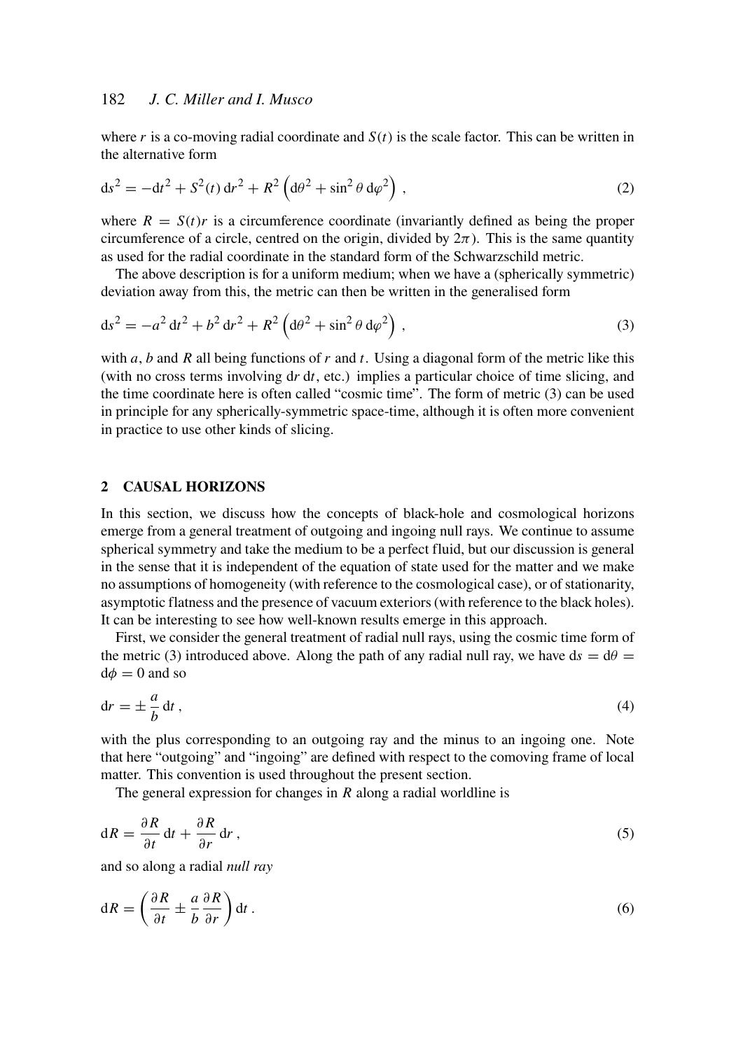where $r$ is a co-moving radial coordinate and $S(t)$ is the scale factor. This can be written in the alternative form

$$\mathrm{d}s^2 = -\mathrm{d}t^2 + S^2(t)\,\mathrm{d}r^2 + R^2\left(\mathrm{d}\theta^2 + \sin^2\theta\,\mathrm{d}\varphi^2\right)\,, \tag{2}$$

where $R = S(t)r$ is a circumference coordinate (invariantly defined as being the proper circumference of a circle, centred on the origin, divided by $2\pi$). This is the same quantity as used for the radial coordinate in the standard form of the Schwarzschild metric.

The above description is for a uniform medium; when we have a (spherically symmetric) deviation away from this, the metric can then be written in the generalised form

$$\mathrm{d}s^2 = -a^2\,\mathrm{d}t^2 + b^2\,\mathrm{d}r^2 + R^2\left(\mathrm{d}\theta^2 + \sin^2\theta\,\mathrm{d}\varphi^2\right)\,, \tag{3}$$

with $a$, $b$ and $R$ all being functions of $r$ and $t$. Using a diagonal form of the metric like this (with no cross terms involving $\mathrm{d}r\,\mathrm{d}t$, etc.) implies a particular choice of time slicing, and the time coordinate here is often called "cosmic time". The form of metric (3) can be used in principle for any spherically-symmetric space-time, although it is often more convenient in practice to use other kinds of slicing.

## 2 CAUSAL HORIZONS

In this section, we discuss how the concepts of black-hole and cosmological horizons emerge from a general treatment of outgoing and ingoing null rays. We continue to assume spherical symmetry and take the medium to be a perfect fluid, but our discussion is general in the sense that it is independent of the equation of state used for the matter and we make no assumptions of homogeneity (with reference to the cosmological case), or of stationarity, asymptotic flatness and the presence of vacuum exteriors (with reference to the black holes). It can be interesting to see how well-known results emerge in this approach.

First, we consider the general treatment of radial null rays, using the cosmic time form of the metric (3) introduced above. Along the path of any radial null ray, we have $\mathrm{d}s = \mathrm{d}\theta = \mathrm{d}\phi = 0$ and so

$$\mathrm{d}r = \pm\,\frac{a}{b}\,\mathrm{d}t\,, \tag{4}$$

with the plus corresponding to an outgoing ray and the minus to an ingoing one. Note that here "outgoing" and "ingoing" are defined with respect to the comoving frame of local matter. This convention is used throughout the present section.

The general expression for changes in $R$ along a radial worldline is

$$\mathrm{d}R = \frac{\partial R}{\partial t}\,\mathrm{d}t + \frac{\partial R}{\partial r}\,\mathrm{d}r\,, \tag{5}$$

and so along a radial *null ray*

$$\mathrm{d}R = \left(\frac{\partial R}{\partial t} \pm \frac{a}{b}\frac{\partial R}{\partial r}\right)\mathrm{d}t\,. \tag{6}$$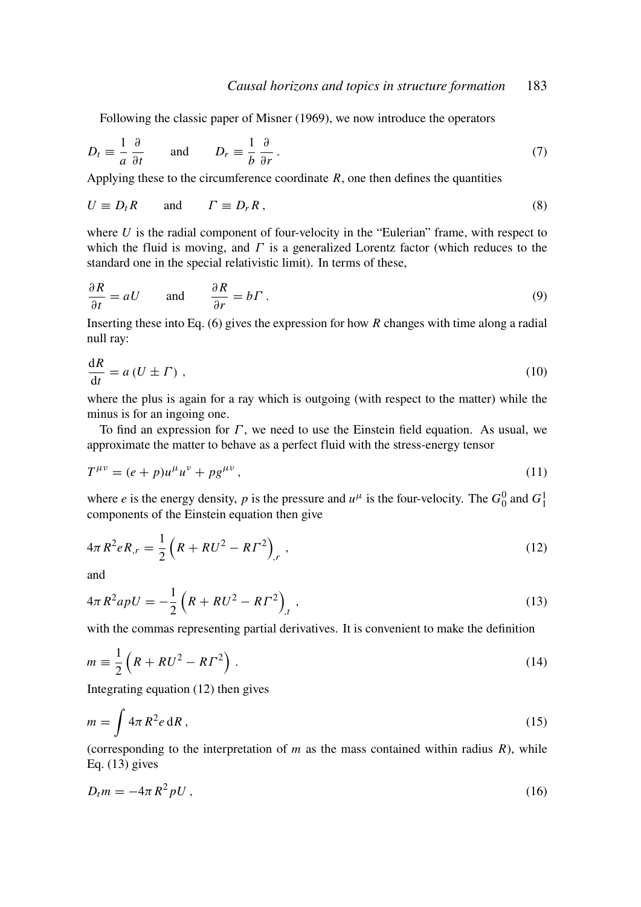Following the classic paper of Misner (1969), we now introduce the operators

$$D_t \equiv \frac{1}{a}\frac{\partial}{\partial t} \qquad \text{and} \qquad D_r \equiv \frac{1}{b}\frac{\partial}{\partial r}\,. \tag{7}$$

Applying these to the circumference coordinate $R$, one then defines the quantities

$$U \equiv D_t R \qquad \text{and} \qquad \Gamma \equiv D_r R\,, \tag{8}$$

where $U$ is the radial component of four-velocity in the "Eulerian" frame, with respect to which the fluid is moving, and $\Gamma$ is a generalized Lorentz factor (which reduces to the standard one in the special relativistic limit). In terms of these,

$$\frac{\partial R}{\partial t} = aU \qquad \text{and} \qquad \frac{\partial R}{\partial r} = b\Gamma\,. \tag{9}$$

Inserting these into Eq. (6) gives the expression for how $R$ changes with time along a radial null ray:

$$\frac{\mathrm{d}R}{\mathrm{d}t} = a\left(U \pm \Gamma\right)\,, \tag{10}$$

where the plus is again for a ray which is outgoing (with respect to the matter) while the minus is for an ingoing one.

To find an expression for $\Gamma$, we need to use the Einstein field equation. As usual, we approximate the matter to behave as a perfect fluid with the stress-energy tensor

$$T^{\mu\nu} = (e+p)u^\mu u^\nu + p g^{\mu\nu}\,, \tag{11}$$

where $e$ is the energy density, $p$ is the pressure and $u^\mu$ is the four-velocity. The $G^0_0$ and $G^1_1$ components of the Einstein equation then give

$$4\pi R^2 e R_{,r} = \frac{1}{2}\left(R + RU^2 - R\Gamma^2\right)_{,r}\,, \tag{12}$$

and

$$4\pi R^2 a p U = -\frac{1}{2}\left(R + RU^2 - R\Gamma^2\right)_{,t}\,, \tag{13}$$

with the commas representing partial derivatives. It is convenient to make the definition

$$m \equiv \frac{1}{2}\left(R + RU^2 - R\Gamma^2\right)\,. \tag{14}$$

Integrating equation (12) then gives

$$m = \int 4\pi R^2 e\,\mathrm{d}R\,, \tag{15}$$

(corresponding to the interpretation of $m$ as the mass contained within radius $R$), while Eq. (13) gives

$$D_t m = -4\pi R^2 p U\,, \tag{16}$$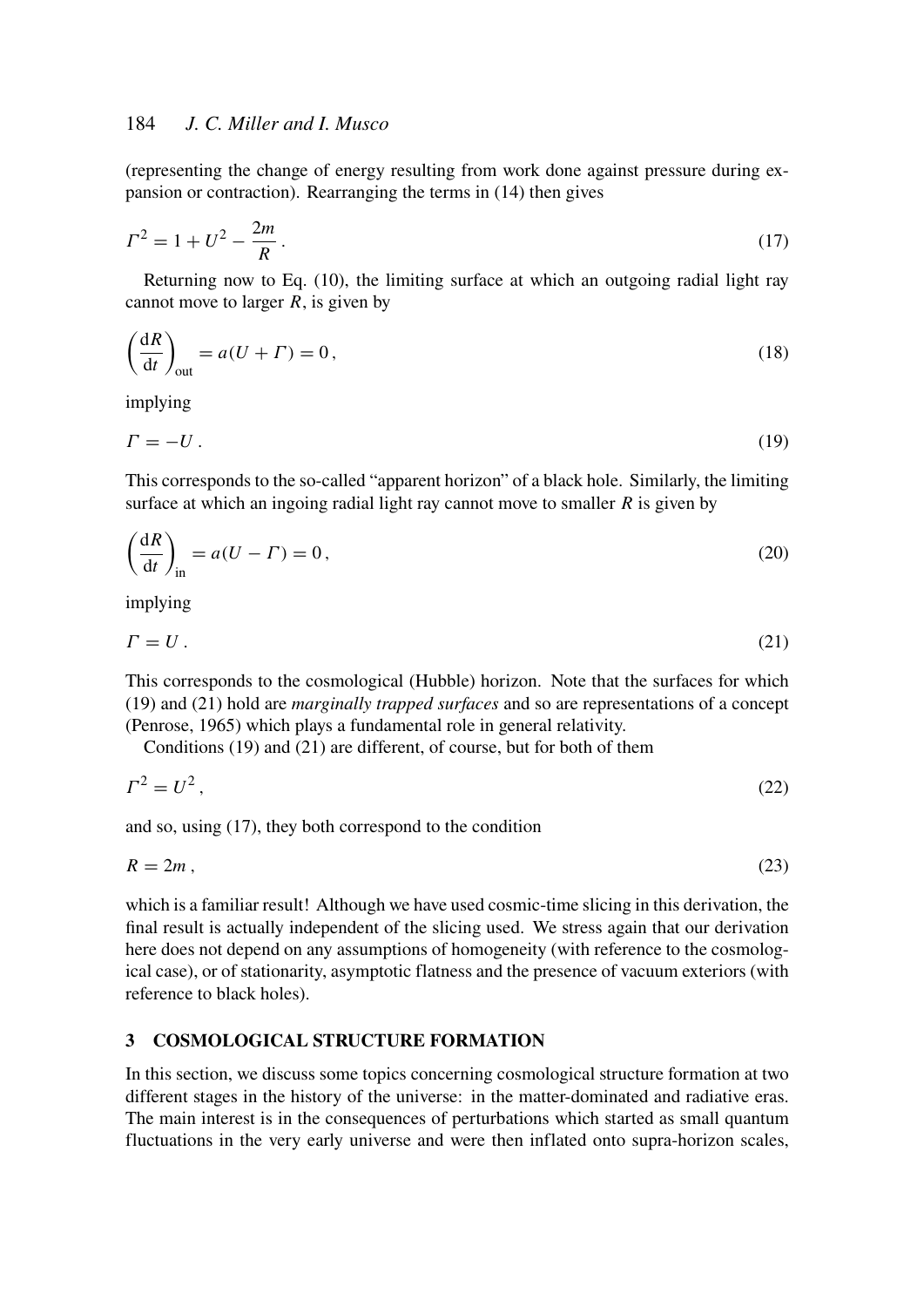(representing the change of energy resulting from work done against pressure during expansion or contraction). Rearranging the terms in (14) then gives

$$\Gamma^2 = 1 + U^2 - \frac{2m}{R} \,. \tag{17}$$

Returning now to Eq. (10), the limiting surface at which an outgoing radial light ray cannot move to larger $R$, is given by

$$\left(\frac{\mathrm{d}R}{\mathrm{d}t}\right)_{\mathrm{out}} = a(U + \Gamma) = 0 \,, \tag{18}$$

implying

$$\Gamma = -U \,. \tag{19}$$

This corresponds to the so-called "apparent horizon" of a black hole. Similarly, the limiting surface at which an ingoing radial light ray cannot move to smaller $R$ is given by

$$\left(\frac{\mathrm{d}R}{\mathrm{d}t}\right)_{\mathrm{in}} = a(U - \Gamma) = 0 \,, \tag{20}$$

implying

$$\Gamma = U \,. \tag{21}$$

This corresponds to the cosmological (Hubble) horizon. Note that the surfaces for which (19) and (21) hold are *marginally trapped surfaces* and so are representations of a concept (Penrose, 1965) which plays a fundamental role in general relativity.

Conditions (19) and (21) are different, of course, but for both of them

$$\Gamma^2 = U^2 \,, \tag{22}$$

and so, using (17), they both correspond to the condition

$$R = 2m \,, \tag{23}$$

which is a familiar result! Although we have used cosmic-time slicing in this derivation, the final result is actually independent of the slicing used. We stress again that our derivation here does not depend on any assumptions of homogeneity (with reference to the cosmological case), or of stationarity, asymptotic flatness and the presence of vacuum exteriors (with reference to black holes).

## 3 COSMOLOGICAL STRUCTURE FORMATION

In this section, we discuss some topics concerning cosmological structure formation at two different stages in the history of the universe: in the matter-dominated and radiative eras. The main interest is in the consequences of perturbations which started as small quantum fluctuations in the very early universe and were then inflated onto supra-horizon scales,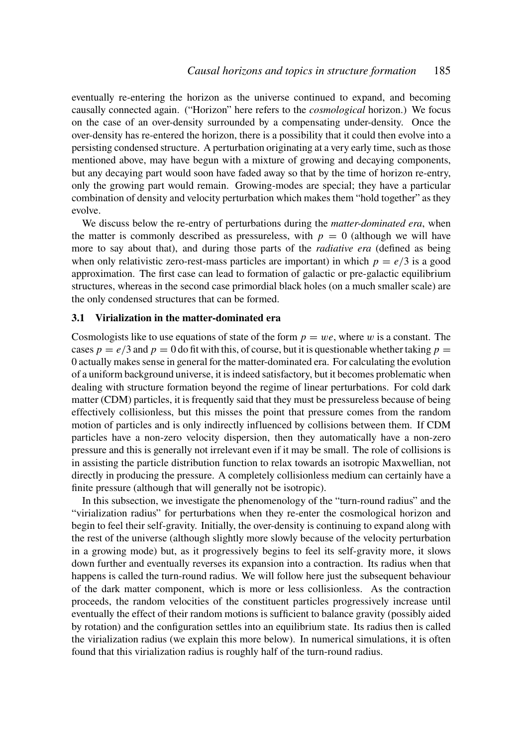eventually re-entering the horizon as the universe continued to expand, and becoming causally connected again. ("Horizon" here refers to the *cosmological* horizon.) We focus on the case of an over-density surrounded by a compensating under-density. Once the over-density has re-entered the horizon, there is a possibility that it could then evolve into a persisting condensed structure. A perturbation originating at a very early time, such as those mentioned above, may have begun with a mixture of growing and decaying components, but any decaying part would soon have faded away so that by the time of horizon re-entry, only the growing part would remain. Growing-modes are special; they have a particular combination of density and velocity perturbation which makes them "hold together" as they evolve.

We discuss below the re-entry of perturbations during the *matter-dominated era*, when the matter is commonly described as pressureless, with $p = 0$ (although we will have more to say about that), and during those parts of the *radiative era* (defined as being when only relativistic zero-rest-mass particles are important) in which $p = e/3$ is a good approximation. The first case can lead to formation of galactic or pre-galactic equilibrium structures, whereas in the second case primordial black holes (on a much smaller scale) are the only condensed structures that can be formed.

### 3.1 Virialization in the matter-dominated era

Cosmologists like to use equations of state of the form $p = we$, where $w$ is a constant. The cases $p = e/3$ and $p = 0$ do fit with this, of course, but it is questionable whether taking $p = 0$ actually makes sense in general for the matter-dominated era. For calculating the evolution of a uniform background universe, it is indeed satisfactory, but it becomes problematic when dealing with structure formation beyond the regime of linear perturbations. For cold dark matter (CDM) particles, it is frequently said that they must be pressureless because of being effectively collisionless, but this misses the point that pressure comes from the random motion of particles and is only indirectly influenced by collisions between them. If CDM particles have a non-zero velocity dispersion, then they automatically have a non-zero pressure and this is generally not irrelevant even if it may be small. The role of collisions is in assisting the particle distribution function to relax towards an isotropic Maxwellian, not directly in producing the pressure. A completely collisionless medium can certainly have a finite pressure (although that will generally not be isotropic).

In this subsection, we investigate the phenomenology of the "turn-round radius" and the "virialization radius" for perturbations when they re-enter the cosmological horizon and begin to feel their self-gravity. Initially, the over-density is continuing to expand along with the rest of the universe (although slightly more slowly because of the velocity perturbation in a growing mode) but, as it progressively begins to feel its self-gravity more, it slows down further and eventually reverses its expansion into a contraction. Its radius when that happens is called the turn-round radius. We will follow here just the subsequent behaviour of the dark matter component, which is more or less collisionless. As the contraction proceeds, the random velocities of the constituent particles progressively increase until eventually the effect of their random motions is sufficient to balance gravity (possibly aided by rotation) and the configuration settles into an equilibrium state. Its radius then is called the virialization radius (we explain this more below). In numerical simulations, it is often found that this virialization radius is roughly half of the turn-round radius.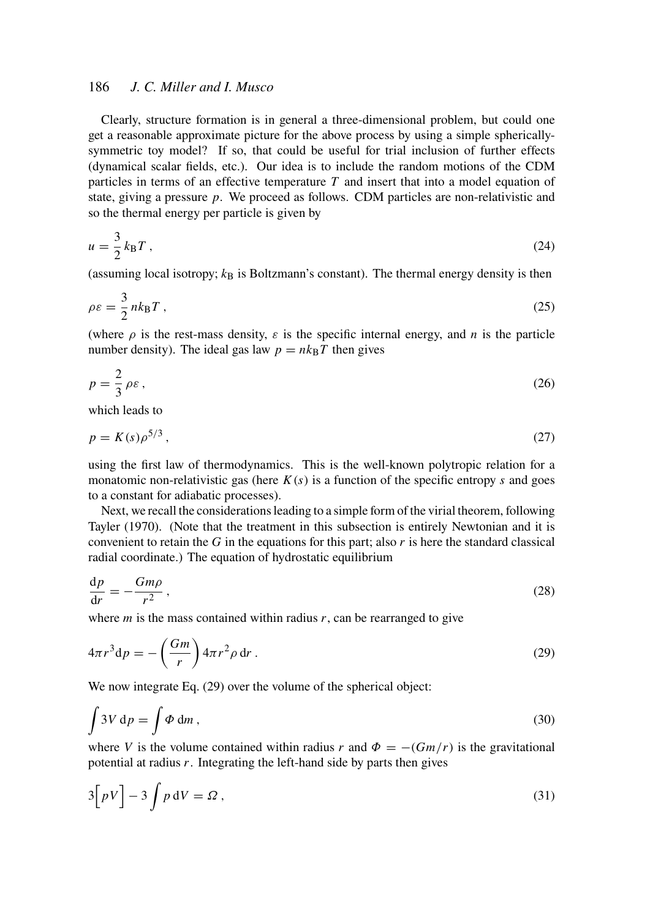Clearly, structure formation is in general a three-dimensional problem, but could one get a reasonable approximate picture for the above process by using a simple spherically-symmetric toy model? If so, that could be useful for trial inclusion of further effects (dynamical scalar fields, etc.). Our idea is to include the random motions of the CDM particles in terms of an effective temperature $T$ and insert that into a model equation of state, giving a pressure $p$. We proceed as follows. CDM particles are non-relativistic and so the thermal energy per particle is given by

$$u = \frac{3}{2}\, k_{\mathrm{B}} T \,, \tag{24}$$

(assuming local isotropy; $k_{\mathrm{B}}$ is Boltzmann's constant). The thermal energy density is then

$$\rho\varepsilon = \frac{3}{2}\, n k_{\mathrm{B}} T \,, \tag{25}$$

(where $\rho$ is the rest-mass density, $\varepsilon$ is the specific internal energy, and $n$ is the particle number density). The ideal gas law $p = n k_{\mathrm{B}} T$ then gives

$$p = \frac{2}{3}\, \rho\varepsilon \,, \tag{26}$$

which leads to

$$p = K(s)\rho^{5/3} \,, \tag{27}$$

using the first law of thermodynamics. This is the well-known polytropic relation for a monatomic non-relativistic gas (here $K(s)$ is a function of the specific entropy $s$ and goes to a constant for adiabatic processes).

Next, we recall the considerations leading to a simple form of the virial theorem, following Tayler (1970). (Note that the treatment in this subsection is entirely Newtonian and it is convenient to retain the $G$ in the equations for this part; also $r$ is here the standard classical radial coordinate.) The equation of hydrostatic equilibrium

$$\frac{\mathrm{d}p}{\mathrm{d}r} = -\frac{G m \rho}{r^2} \,, \tag{28}$$

where $m$ is the mass contained within radius $r$, can be rearranged to give

$$4\pi r^3 \mathrm{d}p = -\left(\frac{Gm}{r}\right) 4\pi r^2 \rho \, \mathrm{d}r \,. \tag{29}$$

We now integrate Eq. (29) over the volume of the spherical object:

$$\int 3V \, \mathrm{d}p = \int \Phi \, \mathrm{d}m \,, \tag{30}$$

where $V$ is the volume contained within radius $r$ and $\Phi = -(Gm/r)$ is the gravitational potential at radius $r$. Integrating the left-hand side by parts then gives

$$3\Big[pV\Big] - 3\int p \, \mathrm{d}V = \Omega \,, \tag{31}$$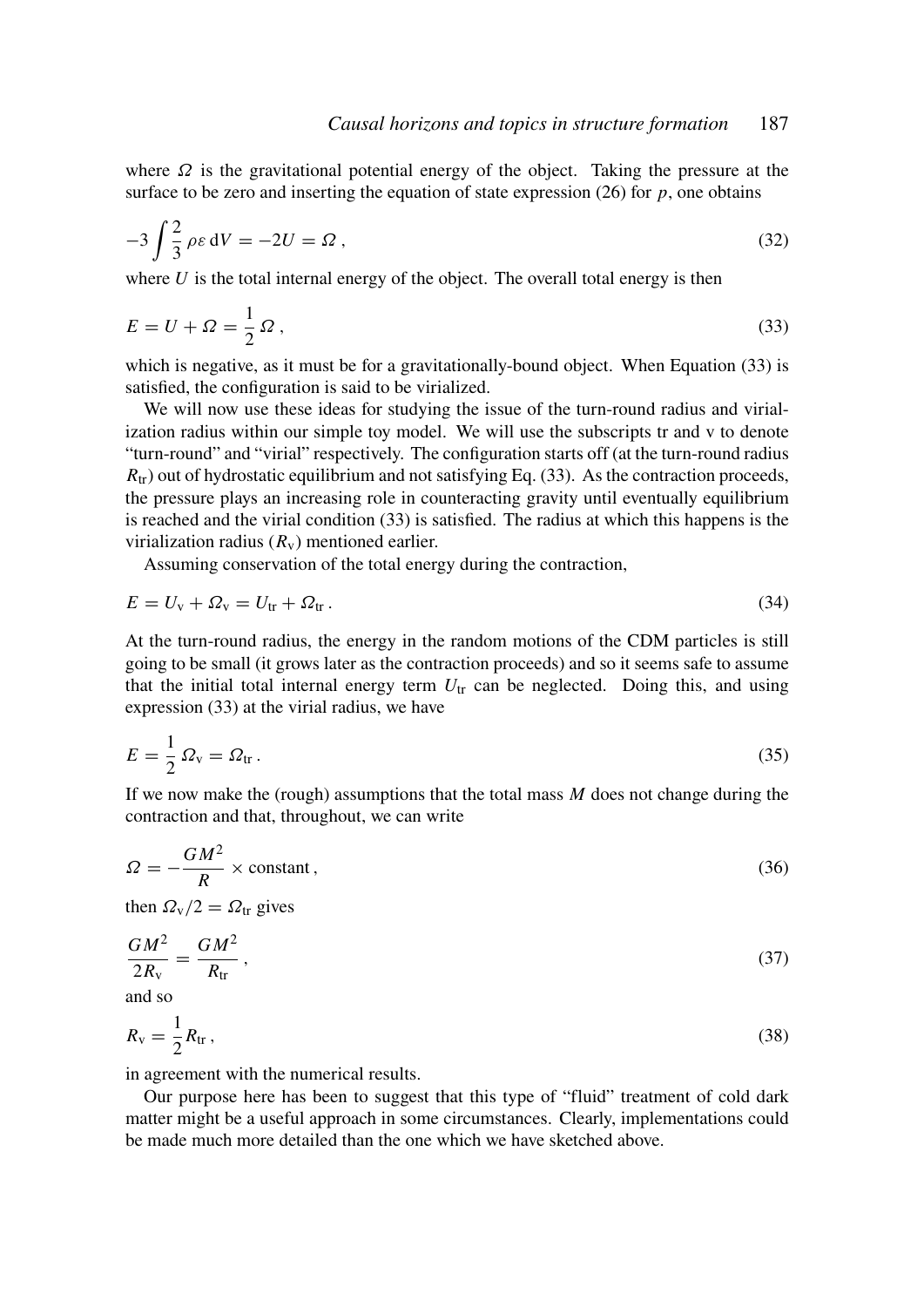where $\Omega$ is the gravitational potential energy of the object. Taking the pressure at the surface to be zero and inserting the equation of state expression (26) for $p$, one obtains

$$-3 \int \frac{2}{3}\, \rho\varepsilon \, \mathrm{d}V = -2U = \Omega \,, \tag{32}$$

where $U$ is the total internal energy of the object. The overall total energy is then

$$E = U + \Omega = \frac{1}{2}\, \Omega \,, \tag{33}$$

which is negative, as it must be for a gravitationally-bound object. When Equation (33) is satisfied, the configuration is said to be virialized.

We will now use these ideas for studying the issue of the turn-round radius and virialization radius within our simple toy model. We will use the subscripts tr and v to denote "turn-round" and "virial" respectively. The configuration starts off (at the turn-round radius $R_{\mathrm{tr}}$) out of hydrostatic equilibrium and not satisfying Eq. (33). As the contraction proceeds, the pressure plays an increasing role in counteracting gravity until eventually equilibrium is reached and the virial condition (33) is satisfied. The radius at which this happens is the virialization radius ($R_{\mathrm{v}}$) mentioned earlier.

Assuming conservation of the total energy during the contraction,

$$E = U_{\mathrm{v}} + \Omega_{\mathrm{v}} = U_{\mathrm{tr}} + \Omega_{\mathrm{tr}} \,. \tag{34}$$

At the turn-round radius, the energy in the random motions of the CDM particles is still going to be small (it grows later as the contraction proceeds) and so it seems safe to assume that the initial total internal energy term $U_{\mathrm{tr}}$ can be neglected. Doing this, and using expression (33) at the virial radius, we have

$$E = \frac{1}{2}\, \Omega_{\mathrm{v}} = \Omega_{\mathrm{tr}} \,. \tag{35}$$

If we now make the (rough) assumptions that the total mass $M$ does not change during the contraction and that, throughout, we can write

$$\Omega = -\frac{GM^2}{R} \times \text{constant} \,, \tag{36}$$

then $\Omega_{\mathrm{v}}/2 = \Omega_{\mathrm{tr}}$ gives

$$\frac{GM^2}{2R_{\mathrm{v}}} = \frac{GM^2}{R_{\mathrm{tr}}} \,, \tag{37}$$

and so

$$R_{\mathrm{v}} = \frac{1}{2} R_{\mathrm{tr}} \,, \tag{38}$$

in agreement with the numerical results.

Our purpose here has been to suggest that this type of "fluid" treatment of cold dark matter might be a useful approach in some circumstances. Clearly, implementations could be made much more detailed than the one which we have sketched above.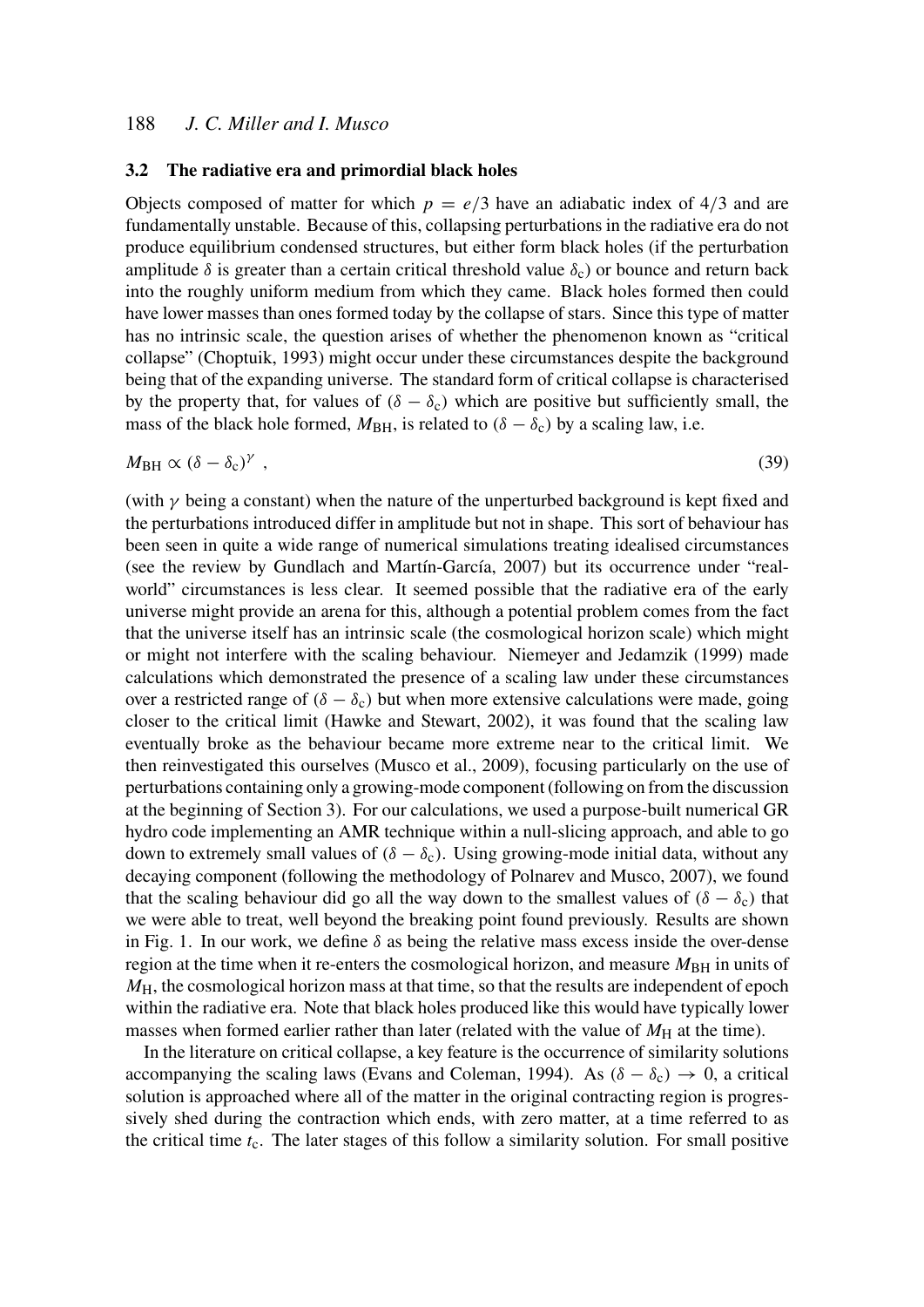### 3.2 The radiative era and primordial black holes

Objects composed of matter for which $p = e/3$ have an adiabatic index of $4/3$ and are fundamentally unstable. Because of this, collapsing perturbations in the radiative era do not produce equilibrium condensed structures, but either form black holes (if the perturbation amplitude $\delta$ is greater than a certain critical threshold value $\delta_c$) or bounce and return back into the roughly uniform medium from which they came. Black holes formed then could have lower masses than ones formed today by the collapse of stars. Since this type of matter has no intrinsic scale, the question arises of whether the phenomenon known as "critical collapse" (Choptuik, 1993) might occur under these circumstances despite the background being that of the expanding universe. The standard form of critical collapse is characterised by the property that, for values of $(\delta - \delta_c)$ which are positive but sufficiently small, the mass of the black hole formed, $M_{\rm BH}$, is related to $(\delta - \delta_c)$ by a scaling law, i.e.

$$M_{\rm BH} \propto (\delta - \delta_c)^{\gamma} \ , \tag{39}$$

(with $\gamma$ being a constant) when the nature of the unperturbed background is kept fixed and the perturbations introduced differ in amplitude but not in shape. This sort of behaviour has been seen in quite a wide range of numerical simulations treating idealised circumstances (see the review by Gundlach and Martín-García, 2007) but its occurrence under "real-world" circumstances is less clear. It seemed possible that the radiative era of the early universe might provide an arena for this, although a potential problem comes from the fact that the universe itself has an intrinsic scale (the cosmological horizon scale) which might or might not interfere with the scaling behaviour. Niemeyer and Jedamzik (1999) made calculations which demonstrated the presence of a scaling law under these circumstances over a restricted range of $(\delta - \delta_c)$ but when more extensive calculations were made, going closer to the critical limit (Hawke and Stewart, 2002), it was found that the scaling law eventually broke as the behaviour became more extreme near to the critical limit. We then reinvestigated this ourselves (Musco et al., 2009), focusing particularly on the use of perturbations containing only a growing-mode component (following on from the discussion at the beginning of Section 3). For our calculations, we used a purpose-built numerical GR hydro code implementing an AMR technique within a null-slicing approach, and able to go down to extremely small values of $(\delta - \delta_c)$. Using growing-mode initial data, without any decaying component (following the methodology of Polnarev and Musco, 2007), we found that the scaling behaviour did go all the way down to the smallest values of $(\delta - \delta_c)$ that we were able to treat, well beyond the breaking point found previously. Results are shown in Fig. 1. In our work, we define $\delta$ as being the relative mass excess inside the over-dense region at the time when it re-enters the cosmological horizon, and measure $M_{\rm BH}$ in units of $M_{\rm H}$, the cosmological horizon mass at that time, so that the results are independent of epoch within the radiative era. Note that black holes produced like this would have typically lower masses when formed earlier rather than later (related with the value of $M_{\rm H}$ at the time).

In the literature on critical collapse, a key feature is the occurrence of similarity solutions accompanying the scaling laws (Evans and Coleman, 1994). As $(\delta - \delta_c) \to 0$, a critical solution is approached where all of the matter in the original contracting region is progressively shed during the contraction which ends, with zero matter, at a time referred to as the critical time $t_c$. The later stages of this follow a similarity solution. For small positive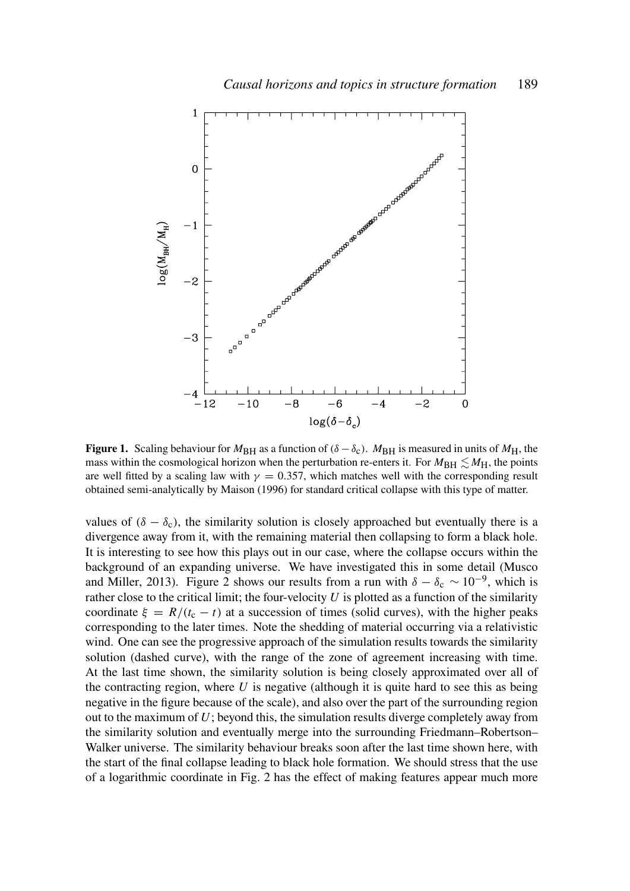**Figure 1.** Scaling behaviour for $M_{\mathrm{BH}}$ as a function of $(\delta - \delta_c)$. $M_{\mathrm{BH}}$ is measured in units of $M_{\mathrm{H}}$, the mass within the cosmological horizon when the perturbation re-enters it. For $M_{\mathrm{BH}} \lesssim M_{\mathrm{H}}$, the points are well fitted by a scaling law with $\gamma = 0.357$, which matches well with the corresponding result obtained semi-analytically by Maison (1996) for standard critical collapse with this type of matter.

values of $(\delta - \delta_c)$, the similarity solution is closely approached but eventually there is a divergence away from it, with the remaining material then collapsing to form a black hole. It is interesting to see how this plays out in our case, where the collapse occurs within the background of an expanding universe. We have investigated this in some detail (Musco and Miller, 2013). Figure 2 shows our results from a run with $\delta - \delta_c \sim 10^{-9}$, which is rather close to the critical limit; the four-velocity $U$ is plotted as a function of the similarity coordinate $\xi = R/(t_c - t)$ at a succession of times (solid curves), with the higher peaks corresponding to the later times. Note the shedding of material occurring via a relativistic wind. One can see the progressive approach of the simulation results towards the similarity solution (dashed curve), with the range of the zone of agreement increasing with time. At the last time shown, the similarity solution is being closely approximated over all of the contracting region, where $U$ is negative (although it is quite hard to see this as being negative in the figure because of the scale), and also over the part of the surrounding region out to the maximum of $U$; beyond this, the simulation results diverge completely away from the similarity solution and eventually merge into the surrounding Friedmann–Robertson–Walker universe. The similarity behaviour breaks soon after the last time shown here, with the start of the final collapse leading to black hole formation. We should stress that the use of a logarithmic coordinate in Fig. 2 has the effect of making features appear much more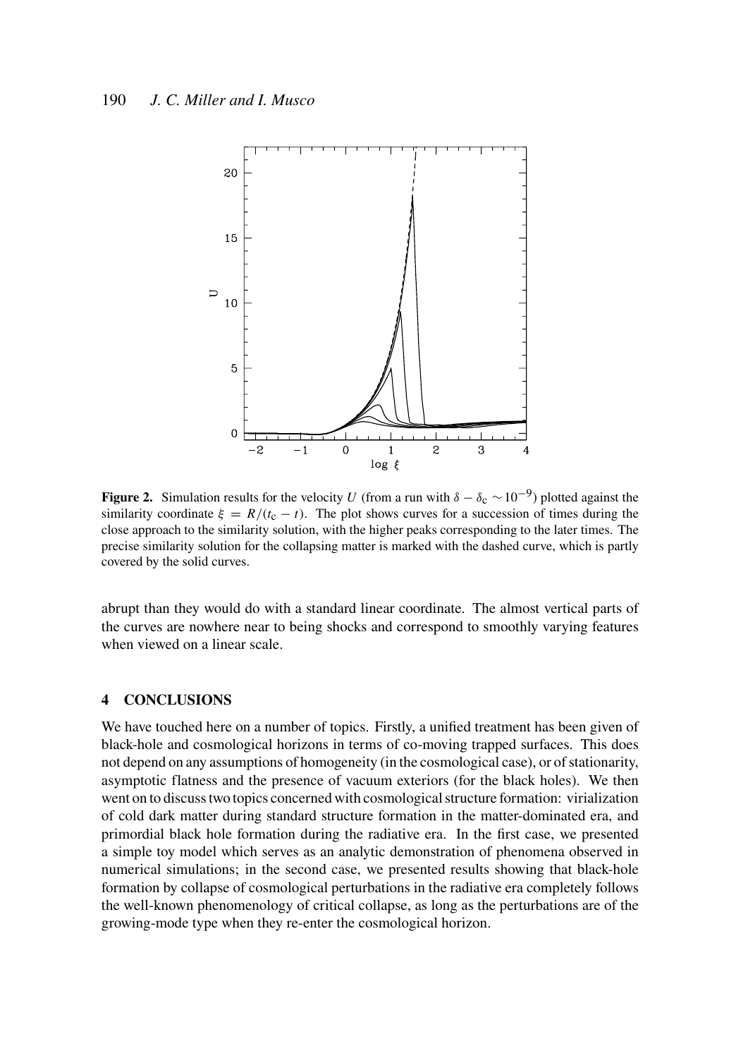**Figure 2.** Simulation results for the velocity $U$ (from a run with $\delta - \delta_c \sim 10^{-9}$) plotted against the similarity coordinate $\xi = R/(t_c - t)$. The plot shows curves for a succession of times during the close approach to the similarity solution, with the higher peaks corresponding to the later times. The precise similarity solution for the collapsing matter is marked with the dashed curve, which is partly covered by the solid curves.

abrupt than they would do with a standard linear coordinate. The almost vertical parts of the curves are nowhere near to being shocks and correspond to smoothly varying features when viewed on a linear scale.

## 4 CONCLUSIONS

We have touched here on a number of topics. Firstly, a unified treatment has been given of black-hole and cosmological horizons in terms of co-moving trapped surfaces. This does not depend on any assumptions of homogeneity (in the cosmological case), or of stationarity, asymptotic flatness and the presence of vacuum exteriors (for the black holes). We then went on to discuss two topics concerned with cosmological structure formation: virialization of cold dark matter during standard structure formation in the matter-dominated era, and primordial black hole formation during the radiative era. In the first case, we presented a simple toy model which serves as an analytic demonstration of phenomena observed in numerical simulations; in the second case, we presented results showing that black-hole formation by collapse of cosmological perturbations in the radiative era completely follows the well-known phenomenology of critical collapse, as long as the perturbations are of the growing-mode type when they re-enter the cosmological horizon.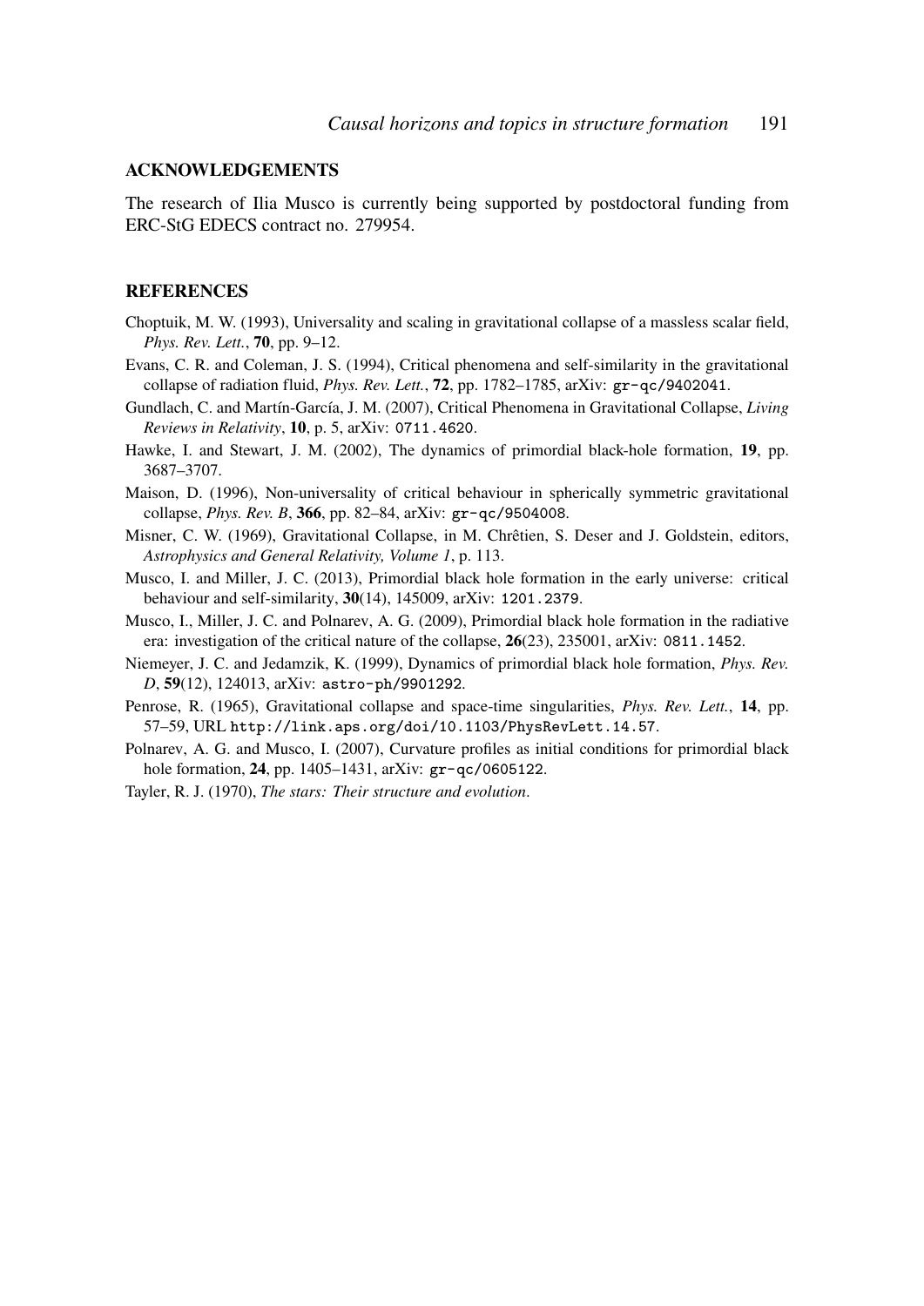## ACKNOWLEDGEMENTS

The research of Ilia Musco is currently being supported by postdoctoral funding from ERC-StG EDECS contract no. 279954.

## REFERENCES

Choptuik, M. W. (1993), Universality and scaling in gravitational collapse of a massless scalar field, *Phys. Rev. Lett.*, **70**, pp. 9–12.

Evans, C. R. and Coleman, J. S. (1994), Critical phenomena and self-similarity in the gravitational collapse of radiation fluid, *Phys. Rev. Lett.*, **72**, pp. 1782–1785, arXiv: `gr-qc/9402041`.

Gundlach, C. and Martín-García, J. M. (2007), Critical Phenomena in Gravitational Collapse, *Living Reviews in Relativity*, **10**, p. 5, arXiv: `0711.4620`.

Hawke, I. and Stewart, J. M. (2002), The dynamics of primordial black-hole formation, **19**, pp. 3687–3707.

Maison, D. (1996), Non-universality of critical behaviour in spherically symmetric gravitational collapse, *Phys. Rev. B*, **366**, pp. 82–84, arXiv: `gr-qc/9504008`.

Misner, C. W. (1969), Gravitational Collapse, in M. Chrêtien, S. Deser and J. Goldstein, editors, *Astrophysics and General Relativity, Volume 1*, p. 113.

Musco, I. and Miller, J. C. (2013), Primordial black hole formation in the early universe: critical behaviour and self-similarity, **30**(14), 145009, arXiv: `1201.2379`.

Musco, I., Miller, J. C. and Polnarev, A. G. (2009), Primordial black hole formation in the radiative era: investigation of the critical nature of the collapse, **26**(23), 235001, arXiv: `0811.1452`.

Niemeyer, J. C. and Jedamzik, K. (1999), Dynamics of primordial black hole formation, *Phys. Rev. D*, **59**(12), 124013, arXiv: `astro-ph/9901292`.

Penrose, R. (1965), Gravitational collapse and space-time singularities, *Phys. Rev. Lett.*, **14**, pp. 57–59, URL `http://link.aps.org/doi/10.1103/PhysRevLett.14.57`.

Polnarev, A. G. and Musco, I. (2007), Curvature profiles as initial conditions for primordial black hole formation, **24**, pp. 1405–1431, arXiv: `gr-qc/0605122`.

Tayler, R. J. (1970), *The stars: Their structure and evolution*.